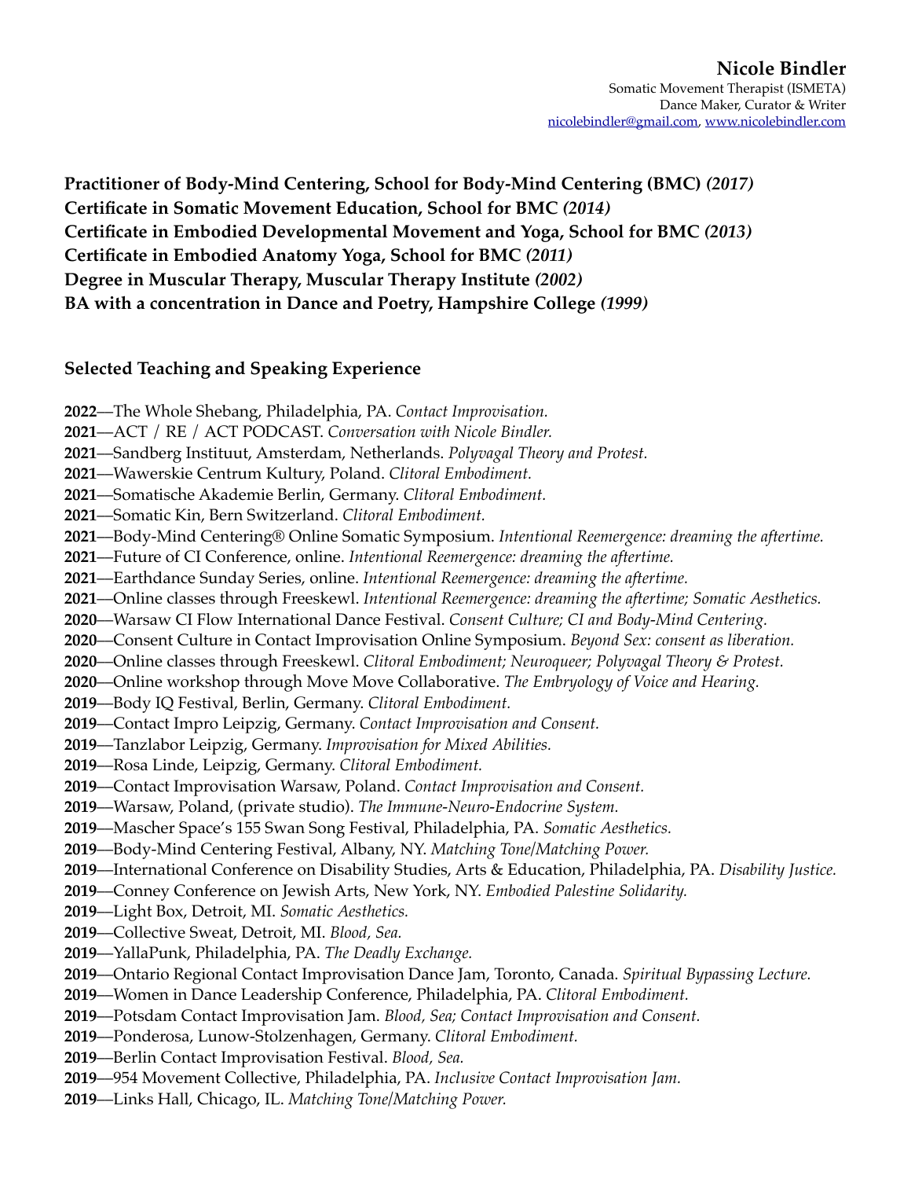# Nicole Bindler

Somatic Movement Therapist (ISMETA)
Dance Maker, Curator & Writer
[nicolebindler@gmail.com](mailto:nicolebindler@gmail.com), [www.nicolebindler.com](http://www.nicolebindler.com)

**Practitioner of Body-Mind Centering, School for Body-Mind Centering (BMC) *(2017)***
**Certificate in Somatic Movement Education, School for BMC *(2014)***
**Certificate in Embodied Developmental Movement and Yoga, School for BMC *(2013)***
**Certificate in Embodied Anatomy Yoga, School for BMC *(2011)***
**Degree in Muscular Therapy, Muscular Therapy Institute *(2002)***
**BA with a concentration in Dance and Poetry, Hampshire College *(1999)***

## Selected Teaching and Speaking Experience

**2022**—The Whole Shebang, Philadelphia, PA. *Contact Improvisation.*
**2021**—ACT / RE / ACT PODCAST. *Conversation with Nicole Bindler.*
**2021**—Sandberg Instituut, Amsterdam, Netherlands. *Polyvagal Theory and Protest.*
**2021**—Wawerskie Centrum Kultury, Poland. *Clitoral Embodiment.*
**2021**—Somatische Akademie Berlin, Germany. *Clitoral Embodiment.*
**2021**—Somatic Kin, Bern Switzerland. *Clitoral Embodiment.*
**2021**—Body-Mind Centering® Online Somatic Symposium. *Intentional Reemergence: dreaming the aftertime.*
**2021**—Future of CI Conference, online. *Intentional Reemergence: dreaming the aftertime.*
**2021**—Earthdance Sunday Series, online. *Intentional Reemergence: dreaming the aftertime.*
**2021**—Online classes through Freeskewl. *Intentional Reemergence: dreaming the aftertime; Somatic Aesthetics.*
**2020**—Warsaw CI Flow International Dance Festival. *Consent Culture; CI and Body-Mind Centering.*
**2020**—Consent Culture in Contact Improvisation Online Symposium. *Beyond Sex: consent as liberation.*
**2020**—Online classes through Freeskewl. *Clitoral Embodiment; Neuroqueer; Polyvagal Theory & Protest.*
**2020**—Online workshop through Move Move Collaborative. *The Embryology of Voice and Hearing.*
**2019**—Body IQ Festival, Berlin, Germany. *Clitoral Embodiment.*
**2019**—Contact Impro Leipzig, Germany. *Contact Improvisation and Consent.*
**2019**—Tanzlabor Leipzig, Germany. *Improvisation for Mixed Abilities.*
**2019**—Rosa Linde, Leipzig, Germany. *Clitoral Embodiment.*
**2019**—Contact Improvisation Warsaw, Poland. *Contact Improvisation and Consent.*
**2019**—Warsaw, Poland, (private studio). *The Immune-Neuro-Endocrine System.*
**2019**—Mascher Space's 155 Swan Song Festival, Philadelphia, PA. *Somatic Aesthetics.*
**2019**—Body-Mind Centering Festival, Albany, NY. *Matching Tone/Matching Power.*
**2019**—International Conference on Disability Studies, Arts & Education, Philadelphia, PA. *Disability Justice.*
**2019**—Conney Conference on Jewish Arts, New York, NY. *Embodied Palestine Solidarity.*
**2019**—Light Box, Detroit, MI. *Somatic Aesthetics.*
**2019**—Collective Sweat, Detroit, MI. *Blood, Sea.*
**2019**—YallaPunk, Philadelphia, PA. *The Deadly Exchange.*
**2019**—Ontario Regional Contact Improvisation Dance Jam, Toronto, Canada. *Spiritual Bypassing Lecture.*
**2019**—Women in Dance Leadership Conference, Philadelphia, PA. *Clitoral Embodiment.*
**2019**—Potsdam Contact Improvisation Jam. *Blood, Sea; Contact Improvisation and Consent.*
**2019**—Ponderosa, Lunow-Stolzenhagen, Germany. *Clitoral Embodiment.*
**2019**—Berlin Contact Improvisation Festival. *Blood, Sea.*
**2019**—954 Movement Collective, Philadelphia, PA. *Inclusive Contact Improvisation Jam.*
**2019**—Links Hall, Chicago, IL. *Matching Tone/Matching Power.*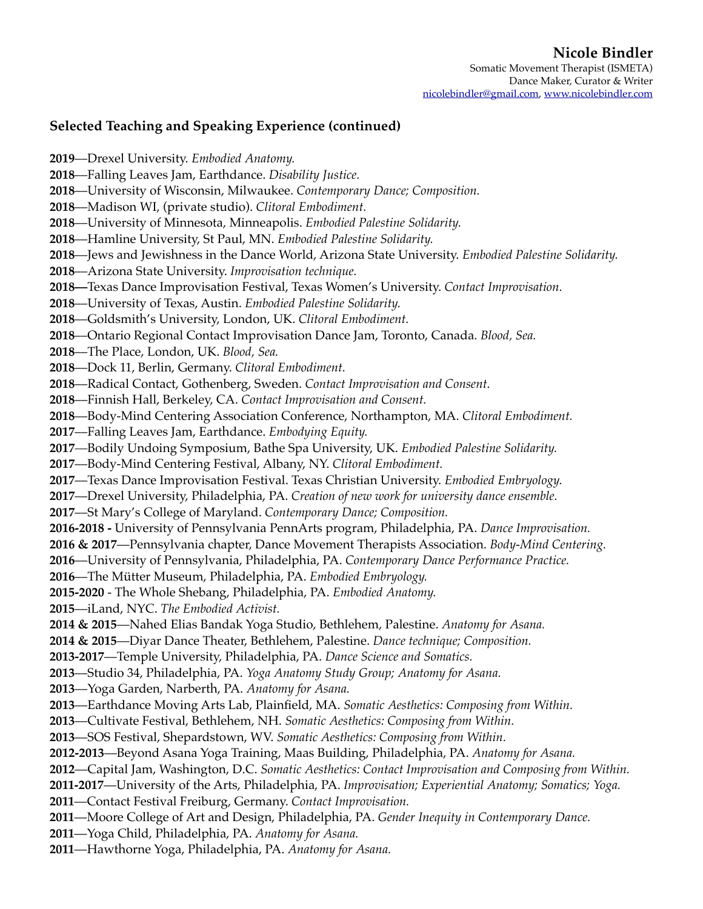**Nicole Bindler**
Somatic Movement Therapist (ISMETA)
Dance Maker, Curator & Writer
nicolebindler@gmail.com, www.nicolebindler.com

### Selected Teaching and Speaking Experience (continued)

**2019**—Drexel University. *Embodied Anatomy.*
**2018**—Falling Leaves Jam, Earthdance. *Disability Justice.*
**2018**—University of Wisconsin, Milwaukee. *Contemporary Dance; Composition.*
**2018**—Madison WI, (private studio). *Clitoral Embodiment.*
**2018**—University of Minnesota, Minneapolis. *Embodied Palestine Solidarity.*
**2018**—Hamline University, St Paul, MN. *Embodied Palestine Solidarity.*
**2018**—Jews and Jewishness in the Dance World, Arizona State University. *Embodied Palestine Solidarity.*
**2018**—Arizona State University. *Improvisation technique.*
**2018—**Texas Dance Improvisation Festival, Texas Women's University. *Contact Improvisation.*
**2018**—University of Texas, Austin. *Embodied Palestine Solidarity.*
**2018**—Goldsmith's University, London, UK. *Clitoral Embodiment.*
**2018**—Ontario Regional Contact Improvisation Dance Jam, Toronto, Canada. *Blood, Sea.*
**2018**—The Place, London, UK. *Blood, Sea.*
**2018**—Dock 11, Berlin, Germany. *Clitoral Embodiment.*
**2018**—Radical Contact, Gothenberg, Sweden. *Contact Improvisation and Consent.*
**2018**—Finnish Hall, Berkeley, CA. *Contact Improvisation and Consent.*
**2018**—Body-Mind Centering Association Conference, Northampton, MA. *Clitoral Embodiment.*
**2017**—Falling Leaves Jam, Earthdance. *Embodying Equity.*
**2017**—Bodily Undoing Symposium, Bathe Spa University, UK. *Embodied Palestine Solidarity.*
**2017**—Body-Mind Centering Festival, Albany, NY. *Clitoral Embodiment.*
**2017**—Texas Dance Improvisation Festival. Texas Christian University. *Embodied Embryology.*
**2017**—Drexel University, Philadelphia, PA. *Creation of new work for university dance ensemble.*
**2017**—St Mary's College of Maryland. *Contemporary Dance; Composition.*
**2016-2018 -** University of Pennsylvania PennArts program, Philadelphia, PA. *Dance Improvisation.*
**2016 & 2017**—Pennsylvania chapter, Dance Movement Therapists Association. *Body-Mind Centering.*
**2016**—University of Pennsylvania, Philadelphia, PA. *Contemporary Dance Performance Practice.*
**2016**—The Mütter Museum, Philadelphia, PA. *Embodied Embryology.*
**2015-2020 -** The Whole Shebang, Philadelphia, PA. *Embodied Anatomy.*
**2015**—iLand, NYC. *The Embodied Activist.*
**2014 & 2015**—Nahed Elias Bandak Yoga Studio, Bethlehem, Palestine. *Anatomy for Asana.*
**2014 & 2015**—Diyar Dance Theater, Bethlehem, Palestine. *Dance technique; Composition.*
**2013-2017**—Temple University, Philadelphia, PA. *Dance Science and Somatics.*
**2013**—Studio 34, Philadelphia, PA. *Yoga Anatomy Study Group; Anatomy for Asana.*
**2013**—Yoga Garden, Narberth, PA. *Anatomy for Asana.*
**2013**—Earthdance Moving Arts Lab, Plainfield, MA. *Somatic Aesthetics: Composing from Within.*
**2013**—Cultivate Festival, Bethlehem, NH. *Somatic Aesthetics: Composing from Within.*
**2013**—SOS Festival, Shepardstown, WV. *Somatic Aesthetics: Composing from Within.*
**2012-2013**—Beyond Asana Yoga Training, Maas Building, Philadelphia, PA. *Anatomy for Asana.*
**2012**—Capital Jam, Washington, D.C. *Somatic Aesthetics: Contact Improvisation and Composing from Within.*
**2011-2017**—University of the Arts, Philadelphia, PA. *Improvisation; Experiential Anatomy; Somatics; Yoga.*
**2011**—Contact Festival Freiburg, Germany. *Contact Improvisation.*
**2011**—Moore College of Art and Design, Philadelphia, PA. *Gender Inequity in Contemporary Dance.*
**2011**—Yoga Child, Philadelphia, PA. *Anatomy for Asana.*
**2011**—Hawthorne Yoga, Philadelphia, PA. *Anatomy for Asana.*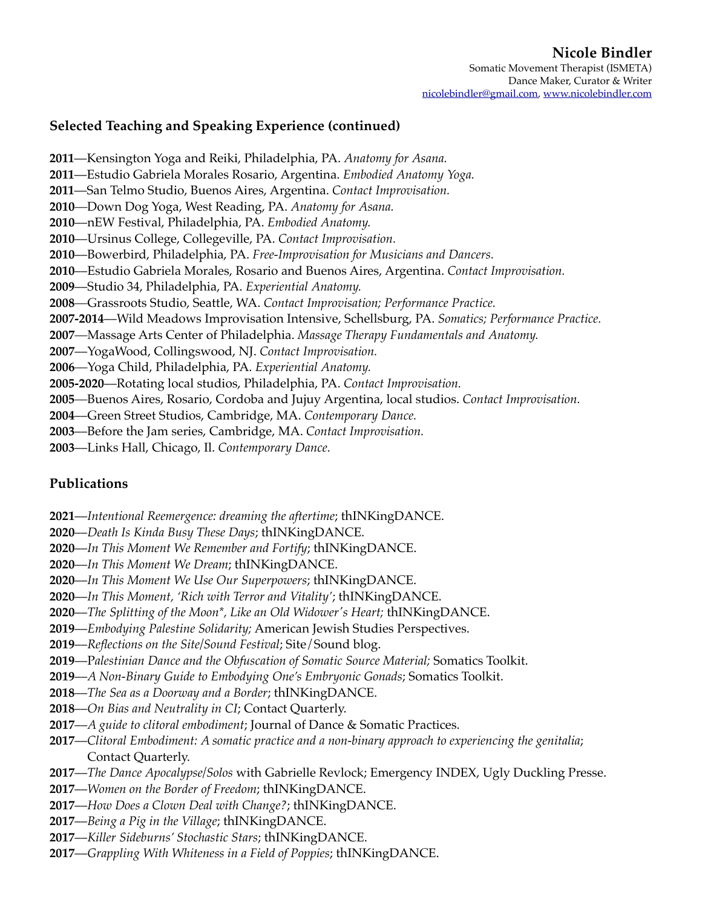## Selected Teaching and Speaking Experience (continued)

**2011**—Kensington Yoga and Reiki, Philadelphia, PA. *Anatomy for Asana.*
**2011**—Estudio Gabriela Morales Rosario, Argentina. *Embodied Anatomy Yoga.*
**2011**—San Telmo Studio, Buenos Aires, Argentina. *Contact Improvisation.*
**2010**—Down Dog Yoga, West Reading, PA. *Anatomy for Asana.*
**2010**—nEW Festival, Philadelphia, PA. *Embodied Anatomy.*
**2010**—Ursinus College, Collegeville, PA. *Contact Improvisation.*
**2010**—Bowerbird, Philadelphia, PA. *Free-Improvisation for Musicians and Dancers.*
**2010**—Estudio Gabriela Morales, Rosario and Buenos Aires, Argentina. *Contact Improvisation.*
**2009**—Studio 34, Philadelphia, PA. *Experiential Anatomy.*
**2008**—Grassroots Studio, Seattle, WA. *Contact Improvisation; Performance Practice.*
**2007-2014**—Wild Meadows Improvisation Intensive, Schellsburg, PA. *Somatics; Performance Practice.*
**2007**—Massage Arts Center of Philadelphia. *Massage Therapy Fundamentals and Anatomy.*
**2007**—YogaWood, Collingswood, NJ. *Contact Improvisation.*
**2006**—Yoga Child, Philadelphia, PA. *Experiential Anatomy.*
**2005-2020**—Rotating local studios, Philadelphia, PA. *Contact Improvisation.*
**2005**—Buenos Aires, Rosario, Cordoba and Jujuy Argentina, local studios. *Contact Improvisation.*
**2004**—Green Street Studios, Cambridge, MA. *Contemporary Dance.*
**2003**—Before the Jam series, Cambridge, MA. *Contact Improvisation.*
**2003**—Links Hall, Chicago, Il. *Contemporary Dance.*

## Publications

**2021**—*Intentional Reemergence: dreaming the aftertime*; thINKingDANCE.
**2020**—*Death Is Kinda Busy These Days*; thINKingDANCE.
**2020**—*In This Moment We Remember and Fortify*; thINKingDANCE.
**2020**—*In This Moment We Dream*; thINKingDANCE.
**2020**—*In This Moment We Use Our Superpowers*; thINKingDANCE.
**2020**—*In This Moment, 'Rich with Terror and Vitality'*; thINKingDANCE.
**2020**—*The Splitting of the Moon*, Like an Old Widower's Heart;* thINKingDANCE.
**2019**—*Embodying Palestine Solidarity;* American Jewish Studies Perspectives.
**2019**—*Reflections on the Site/Sound Festival*; Site/Sound blog.
**2019**—P*alestinian Dance and the Obfuscation of Somatic Source Material;* Somatics Toolkit.
**2019**—*A Non-Binary Guide to Embodying One's Embryonic Gonads*; Somatics Toolkit.
**2018**—*The Sea as a Doorway and a Border*; thINKingDANCE.
**2018**—*On Bias and Neutrality in CI*; Contact Quarterly.
**2017**—*A guide to clitoral embodiment*; Journal of Dance & Somatic Practices.
**2017**—*Clitoral Embodiment: A somatic practice and a non-binary approach to experiencing the genitalia*; Contact Quarterly.
**2017**—*The Dance Apocalypse/Solos* with Gabrielle Revlock; Emergency INDEX, Ugly Duckling Presse.
**2017**—*Women on the Border of Freedom*; thINKingDANCE.
**2017**—*How Does a Clown Deal with Change?*; thINKingDANCE.
**2017**—*Being a Pig in the Village*; thINKingDANCE.
**2017**—*Killer Sideburns' Stochastic Stars*; thINKingDANCE.
**2017**—*Grappling With Whiteness in a Field of Poppies*; thINKingDANCE.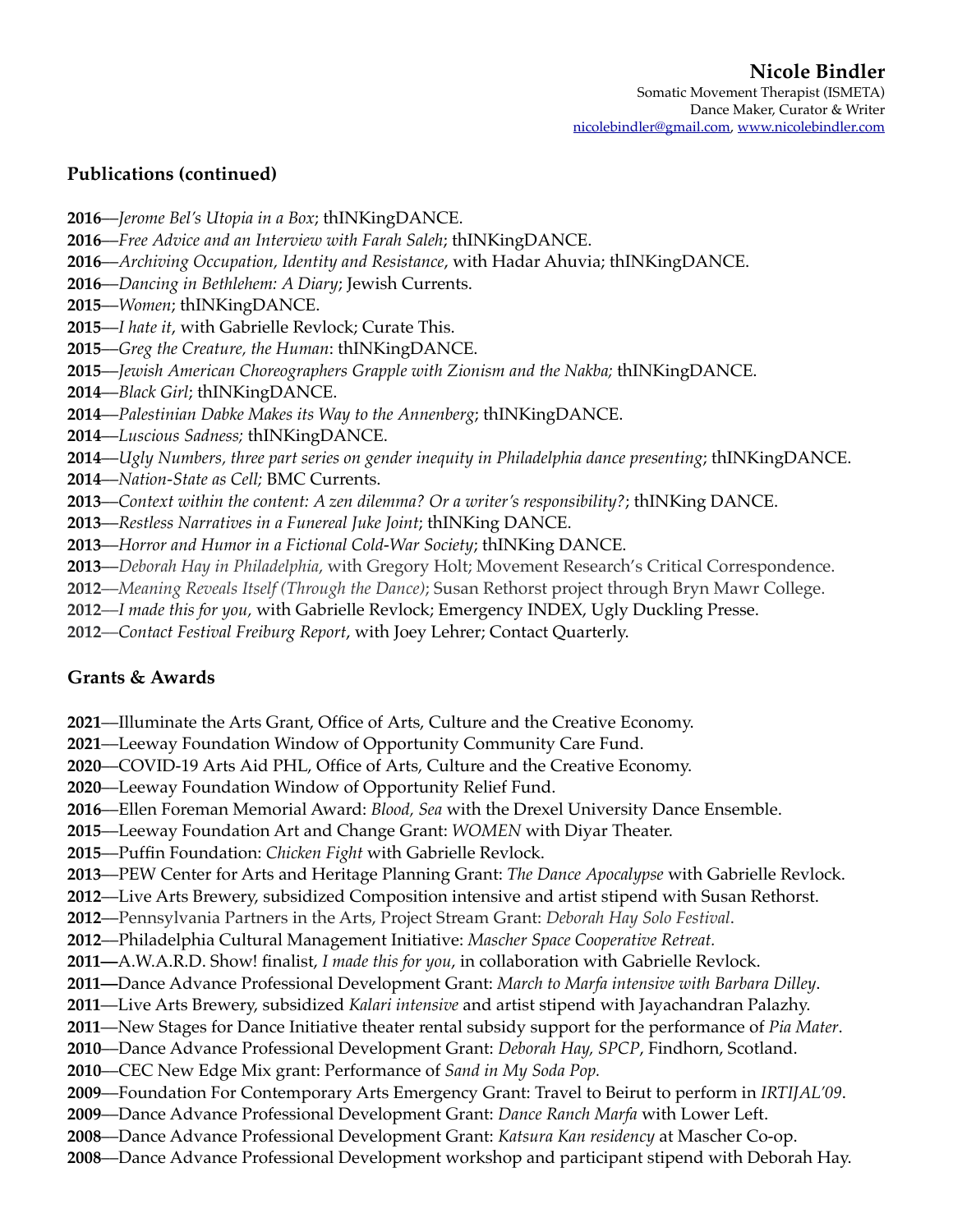**Nicole Bindler**
Somatic Movement Therapist (ISMETA)
Dance Maker, Curator & Writer
nicolebindler@gmail.com, www.nicolebindler.com

## Publications (continued)

**2016**—*Jerome Bel's Utopia in a Box*; thINKingDANCE.
**2016**—*Free Advice and an Interview with Farah Saleh*; thINKingDANCE.
**2016**—*Archiving Occupation, Identity and Resistance*, with Hadar Ahuvia; thINKingDANCE.
**2016**—*Dancing in Bethlehem: A Diary*; Jewish Currents.
**2015**—*Women*; thINKingDANCE.
**2015**—*I hate it*, with Gabrielle Revlock; Curate This.
**2015**—*Greg the Creature, the Human*: thINKingDANCE.
**2015**—*Jewish American Choreographers Grapple with Zionism and the Nakba;* thINKingDANCE.
**2014**—*Black Girl*; thINKingDANCE.
**2014**—*Palestinian Dabke Makes its Way to the Annenberg*; thINKingDANCE.
**2014**—*Luscious Sadness;* thINKingDANCE.
**2014**—*Ugly Numbers, three part series on gender inequity in Philadelphia dance presenting*; thINKingDANCE.
**2014**—*Nation-State as Cell;* BMC Currents.
**2013**—*Context within the content: A zen dilemma? Or a writer's responsibility?*; thINKing DANCE.
**2013**—*Restless Narratives in a Funereal Juke Joint*; thINKing DANCE.
**2013**—*Horror and Humor in a Fictional Cold-War Society*; thINKing DANCE.
**2013**—*Deborah Hay in Philadelphia*, with Gregory Holt; Movement Research's Critical Correspondence.
**2012**—*Meaning Reveals Itself (Through the Dance)*; Susan Rethorst project through Bryn Mawr College.
**2012**—*I made this for you*, with Gabrielle Revlock; Emergency INDEX, Ugly Duckling Presse.
**2012**—*Contact Festival Freiburg Report*, with Joey Lehrer; Contact Quarterly.

## Grants & Awards

**2021**—Illuminate the Arts Grant, Office of Arts, Culture and the Creative Economy.
**2021**—Leeway Foundation Window of Opportunity Community Care Fund.
**2020**—COVID-19 Arts Aid PHL, Office of Arts, Culture and the Creative Economy.
**2020**—Leeway Foundation Window of Opportunity Relief Fund.
**2016**—Ellen Foreman Memorial Award: *Blood, Sea* with the Drexel University Dance Ensemble.
**2015**—Leeway Foundation Art and Change Grant: *WOMEN* with Diyar Theater.
**2015**—Puffin Foundation: *Chicken Fight* with Gabrielle Revlock.
**2013**—PEW Center for Arts and Heritage Planning Grant: *The Dance Apocalypse* with Gabrielle Revlock.
**2012**—Live Arts Brewery, subsidized Composition intensive and artist stipend with Susan Rethorst.
**2012**—Pennsylvania Partners in the Arts, Project Stream Grant: *Deborah Hay Solo Festival*.
**2012**—Philadelphia Cultural Management Initiative: *Mascher Space Cooperative Retreat.*
**2011**—A.W.A.R.D. Show! finalist, *I made this for you*, in collaboration with Gabrielle Revlock.
**2011**—Dance Advance Professional Development Grant: *March to Marfa intensive with Barbara Dilley*.
**2011**—Live Arts Brewery, subsidized *Kalari intensive* and artist stipend with Jayachandran Palazhy.
**2011**—New Stages for Dance Initiative theater rental subsidy support for the performance of *Pia Mater.*
**2010**—Dance Advance Professional Development Grant: *Deborah Hay, SPCP*, Findhorn, Scotland.
**2010**—CEC New Edge Mix grant: Performance of *Sand in My Soda Pop.*
**2009**—Foundation For Contemporary Arts Emergency Grant: Travel to Beirut to perform in *IRTIJAL'09*.
**2009**—Dance Advance Professional Development Grant: *Dance Ranch Marfa* with Lower Left.
**2008**—Dance Advance Professional Development Grant: *Katsura Kan residency* at Mascher Co-op.
**2008**—Dance Advance Professional Development workshop and participant stipend with Deborah Hay.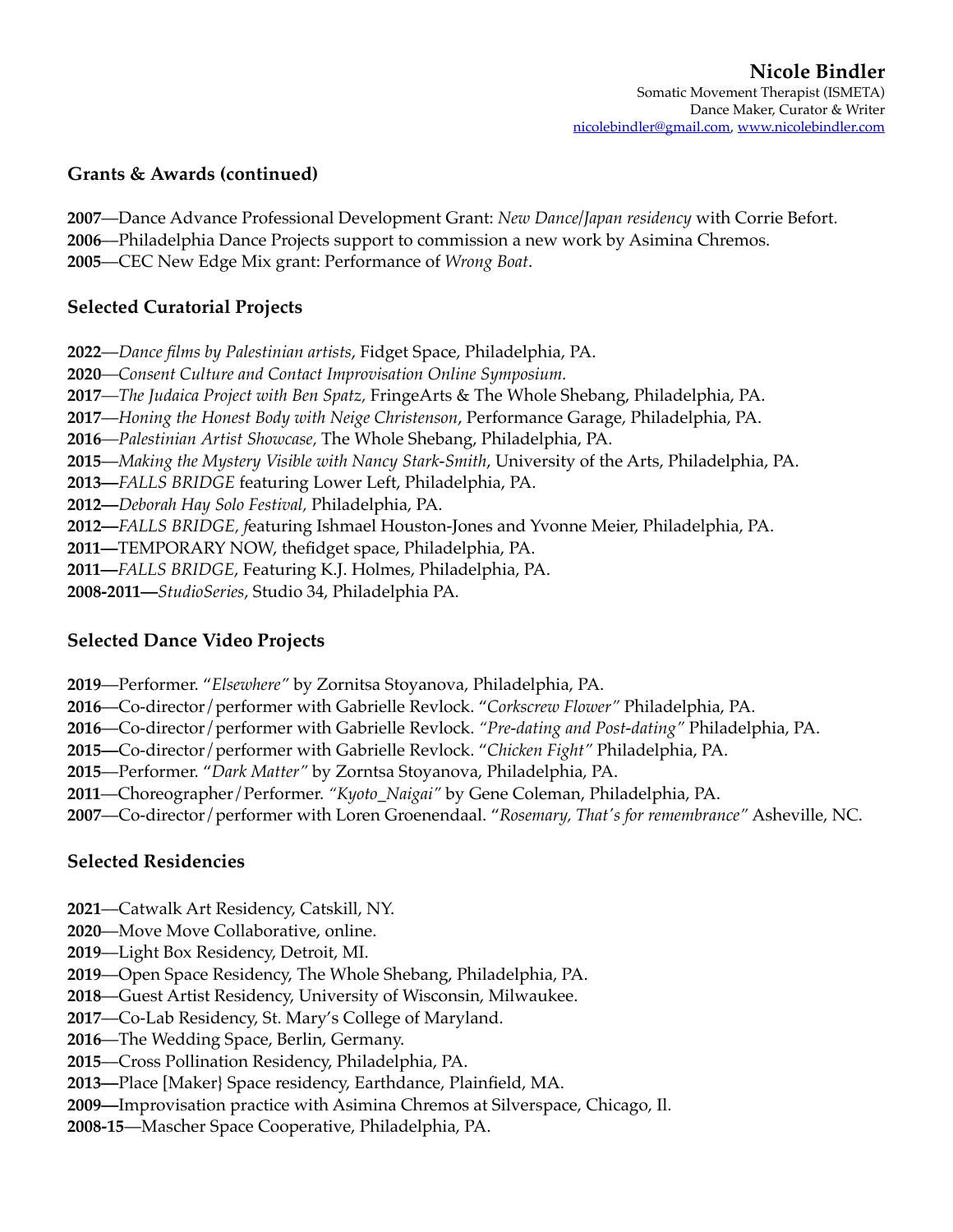**Nicole Bindler**
Somatic Movement Therapist (ISMETA)
Dance Maker, Curator & Writer
nicolebindler@gmail.com, www.nicolebindler.com

## Grants & Awards (continued)

**2007**—Dance Advance Professional Development Grant: *New Dance/Japan residency* with Corrie Befort.
**2006**—Philadelphia Dance Projects support to commission a new work by Asimina Chremos.
**2005**—CEC New Edge Mix grant: Performance of *Wrong Boat*.

## Selected Curatorial Projects

**2022**—*Dance films by Palestinian artists*, Fidget Space, Philadelphia, PA.
**2020**—*Consent Culture and Contact Improvisation Online Symposium.*
**2017**—*The Judaica Project with Ben Spatz,* FringeArts & The Whole Shebang, Philadelphia, PA.
**2017**—*Honing the Honest Body with Neige Christenson*, Performance Garage, Philadelphia, PA.
**2016**—*Palestinian Artist Showcase,* The Whole Shebang, Philadelphia, PA.
**2015**—*Making the Mystery Visible with Nancy Stark-Smith*, University of the Arts, Philadelphia, PA.
**2013—***FALLS BRIDGE* featuring Lower Left, Philadelphia, PA.
**2012—***Deborah Hay Solo Festival,* Philadelphia, PA.
**2012—***FALLS BRIDGE, f*eaturing Ishmael Houston-Jones and Yvonne Meier, Philadelphia, PA.
**2011—**TEMPORARY NOW, thefidget space, Philadelphia, PA.
**2011—***FALLS BRIDGE*, Featuring K.J. Holmes, Philadelphia, PA.
**2008-2011—***StudioSeries*, Studio 34, Philadelphia PA.

## Selected Dance Video Projects

**2019**—Performer. "*Elsewhere"* by Zornitsa Stoyanova, Philadelphia, PA.
**2016**—Co-director/performer with Gabrielle Revlock. "*Corkscrew Flower"* Philadelphia, PA.
**2016**—Co-director/performer with Gabrielle Revlock. *"Pre-dating and Post-dating"* Philadelphia, PA.
**2015—**Co-director/performer with Gabrielle Revlock. "*Chicken Fight"* Philadelphia, PA.
**2015**—Performer. "*Dark Matter"* by Zorntsa Stoyanova, Philadelphia, PA.
**2011**—Choreographer/Performer. *"Kyoto_Naigai"* by Gene Coleman, Philadelphia, PA.
**2007**—Co-director/performer with Loren Groenendaal. "*Rosemary, That's for remembrance"* Asheville, NC.

## Selected Residencies

**2021**—Catwalk Art Residency, Catskill, NY.
**2020**—Move Move Collaborative, online.
**2019**—Light Box Residency, Detroit, MI.
**2019**—Open Space Residency, The Whole Shebang, Philadelphia, PA.
**2018**—Guest Artist Residency, University of Wisconsin, Milwaukee.
**2017**—Co-Lab Residency, St. Mary's College of Maryland.
**2016**—The Wedding Space, Berlin, Germany.
**2015**—Cross Pollination Residency, Philadelphia, PA.
**2013—**Place [Maker} Space residency, Earthdance, Plainfield, MA.
**2009—**Improvisation practice with Asimina Chremos at Silverspace, Chicago, Il.
**2008-15**—Mascher Space Cooperative, Philadelphia, PA.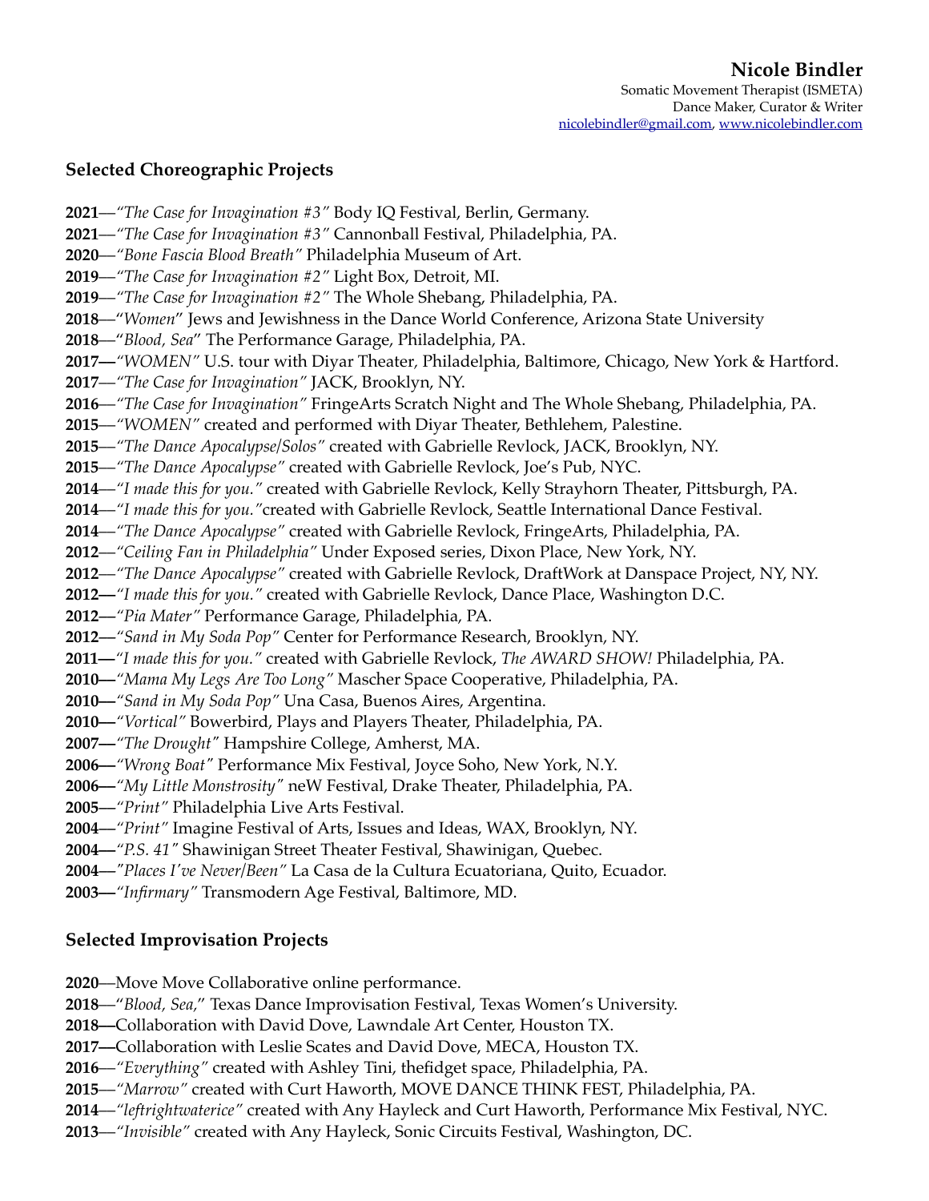**Nicole Bindler**
Somatic Movement Therapist (ISMETA)
Dance Maker, Curator & Writer
nicolebindler@gmail.com, www.nicolebindler.com

## Selected Choreographic Projects

**2021**—*"The Case for Invagination #3"* Body IQ Festival, Berlin, Germany.
**2021**—*"The Case for Invagination #3"* Cannonball Festival, Philadelphia, PA.
**2020**—*"Bone Fascia Blood Breath"* Philadelphia Museum of Art.
**2019**—*"The Case for Invagination #2"* Light Box, Detroit, MI.
**2019**—*"The Case for Invagination #2"* The Whole Shebang, Philadelphia, PA.
**2018**—"*Women*" Jews and Jewishness in the Dance World Conference, Arizona State University
**2018**—"*Blood, Sea*" The Performance Garage, Philadelphia, PA.
**2017—***"WOMEN"* U.S. tour with Diyar Theater, Philadelphia, Baltimore, Chicago, New York & Hartford.
**2017**—*"The Case for Invagination"* JACK, Brooklyn, NY.
**2016**—*"The Case for Invagination"* FringeArts Scratch Night and The Whole Shebang, Philadelphia, PA.
**2015**—*"WOMEN"* created and performed with Diyar Theater, Bethlehem, Palestine.
**2015**—*"The Dance Apocalypse/Solos"* created with Gabrielle Revlock, JACK, Brooklyn, NY.
**2015**—*"The Dance Apocalypse"* created with Gabrielle Revlock, Joe's Pub, NYC.
**2014**—*"I made this for you."* created with Gabrielle Revlock, Kelly Strayhorn Theater, Pittsburgh, PA.
**2014**—*"I made this for you."*created with Gabrielle Revlock, Seattle International Dance Festival.
**2014**—*"The Dance Apocalypse"* created with Gabrielle Revlock, FringeArts, Philadelphia, PA.
**2012**—*"Ceiling Fan in Philadelphia"* Under Exposed series, Dixon Place, New York, NY.
**2012**—*"The Dance Apocalypse"* created with Gabrielle Revlock, DraftWork at Danspace Project, NY, NY.
**2012—***"I made this for you."* created with Gabrielle Revlock, Dance Place, Washington D.C.
**2012—***"Pia Mater"* Performance Garage, Philadelphia, PA.
**2012—***"Sand in My Soda Pop"* Center for Performance Research, Brooklyn, NY.
**2011—***"I made this for you."* created with Gabrielle Revlock, *The AWARD SHOW!* Philadelphia, PA.
**2010—***"Mama My Legs Are Too Long"* Mascher Space Cooperative, Philadelphia, PA.
**2010—***"Sand in My Soda Pop"* Una Casa, Buenos Aires, Argentina.
**2010—***"Vortical"* Bowerbird, Plays and Players Theater, Philadelphia, PA.
**2007—***"The Drought"* Hampshire College, Amherst, MA.
**2006—***"Wrong Boat"* Performance Mix Festival, Joyce Soho, New York, N.Y.
**2006—***"My Little Monstrosity"* neW Festival, Drake Theater, Philadelphia, PA.
**2005—***"Print"* Philadelphia Live Arts Festival.
**2004**—*"Print"* Imagine Festival of Arts, Issues and Ideas, WAX, Brooklyn, NY.
**2004—***"P.S. 41"* Shawinigan Street Theater Festival, Shawinigan, Quebec.
**2004**—*"Places I've Never/Been"* La Casa de la Cultura Ecuatoriana, Quito, Ecuador.
**2003—***"Infirmary"* Transmodern Age Festival, Baltimore, MD.

## Selected Improvisation Projects

**2020**—Move Move Collaborative online performance.
**2018**—"*Blood, Sea*," Texas Dance Improvisation Festival, Texas Women's University.
**2018—**Collaboration with David Dove, Lawndale Art Center, Houston TX.
**2017—**Collaboration with Leslie Scates and David Dove, MECA, Houston TX.
**2016**—*"Everything"* created with Ashley Tini, thefidget space, Philadelphia, PA.
**2015**—*"Marrow"* created with Curt Haworth, MOVE DANCE THINK FEST, Philadelphia, PA.
**2014**—*"leftrightwaterice"* created with Any Hayleck and Curt Haworth, Performance Mix Festival, NYC.
**2013**—*"Invisible"* created with Any Hayleck, Sonic Circuits Festival, Washington, DC.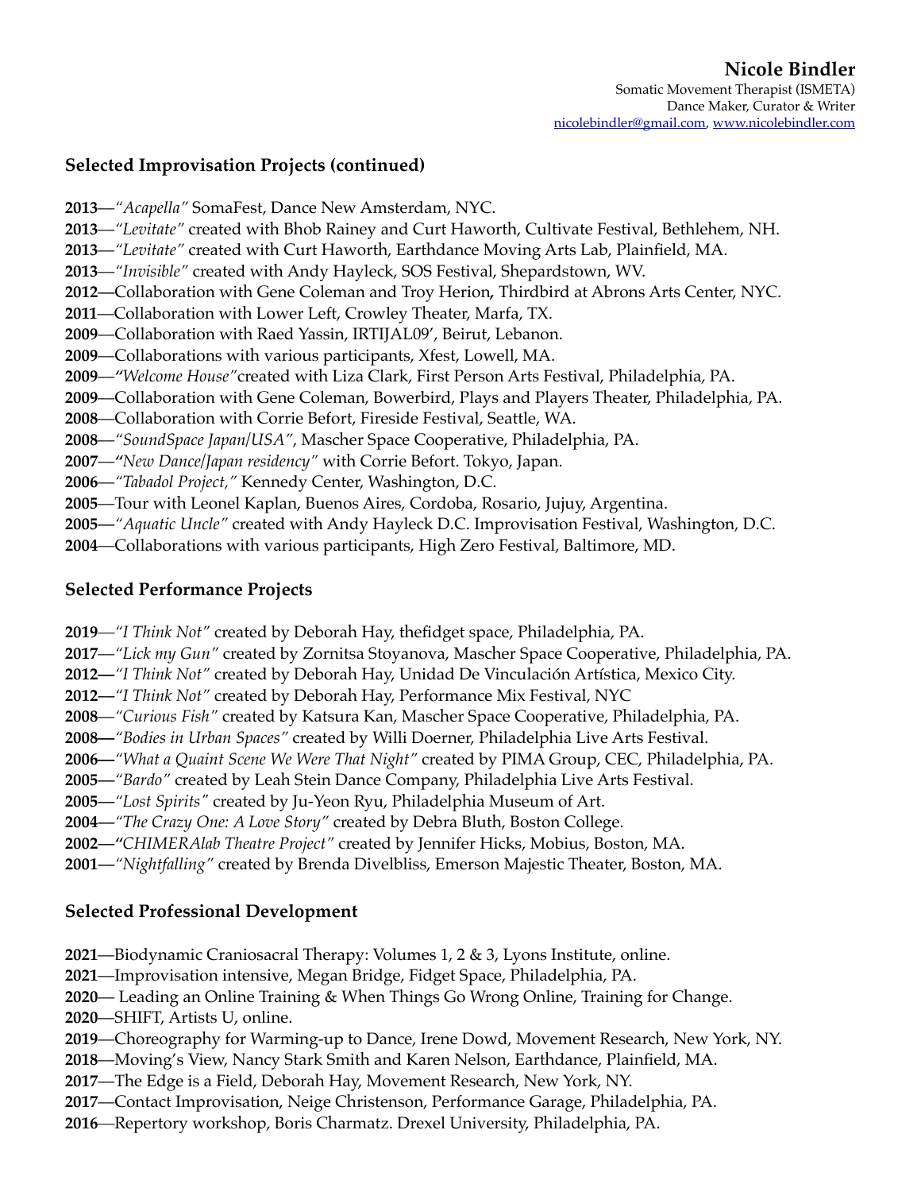**Nicole Bindler**
Somatic Movement Therapist (ISMETA)
Dance Maker, Curator & Writer
nicolebindler@gmail.com, www.nicolebindler.com

## Selected Improvisation Projects (continued)

**2013**—*"Acapella"* SomaFest, Dance New Amsterdam, NYC.
**2013**—*"Levitate"* created with Bhob Rainey and Curt Haworth, Cultivate Festival, Bethlehem, NH.
**2013**—*"Levitate"* created with Curt Haworth, Earthdance Moving Arts Lab, Plainfield, MA.
**2013**—*"Invisible"* created with Andy Hayleck, SOS Festival, Shepardstown, WV.
**2012—**Collaboration with Gene Coleman and Troy Herion**,** Thirdbird at Abrons Arts Center, NYC.
**2011**—Collaboration with Lower Left, Crowley Theater, Marfa, TX.
**2009**—Collaboration with Raed Yassin, IRTIJAL09', Beirut, Lebanon.
**2009**—Collaborations with various participants, Xfest, Lowell, MA.
**2009**—**"***Welcome House"*created with Liza Clark, First Person Arts Festival, Philadelphia, PA.
**2009**—Collaboration with Gene Coleman, Bowerbird, Plays and Players Theater, Philadelphia, PA.
**2008**—Collaboration with Corrie Befort, Fireside Festival, Seattle, WA.
**2008**—*"SoundSpace Japan/USA"*, Mascher Space Cooperative, Philadelphia, PA.
**2007**—**"***New Dance/Japan residency"* with Corrie Befort. Tokyo, Japan.
**2006**—*"Tabadol Project,"* Kennedy Center, Washington, D.C.
**2005**—Tour with Leonel Kaplan, Buenos Aires, Cordoba, Rosario, Jujuy, Argentina.
**2005—***"Aquatic Uncle"* created with Andy Hayleck D.C. Improvisation Festival, Washington, D.C.
**2004**—Collaborations with various participants, High Zero Festival, Baltimore, MD.

## Selected Performance Projects

**2019**—*"I Think Not"* created by Deborah Hay, thefidget space, Philadelphia, PA.
**2017**—*"Lick my Gun"* created by Zornitsa Stoyanova, Mascher Space Cooperative, Philadelphia, PA.
**2012—***"I Think Not"* created by Deborah Hay, Unidad De Vinculación Artística, Mexico City.
**2012—***"I Think Not"* created by Deborah Hay, Performance Mix Festival, NYC
**2008**—*"Curious Fish"* created by Katsura Kan, Mascher Space Cooperative, Philadelphia, PA.
**2008—***"Bodies in Urban Spaces"* created by Willi Doerner, Philadelphia Live Arts Festival.
**2006—***"What a Quaint Scene We Were That Night"* created by PIMA Group, CEC, Philadelphia, PA.
**2005—***"Bardo"* created by Leah Stein Dance Company, Philadelphia Live Arts Festival.
**2005—***"Lost Spirits"* created by Ju-Yeon Ryu, Philadelphia Museum of Art.
**2004—***"The Crazy One: A Love Story"* created by Debra Bluth, Boston College.
**2002—"***CHIMERAlab Theatre Project"* created by Jennifer Hicks, Mobius, Boston, MA.
**2001—***"Nightfalling"* created by Brenda Divelbliss, Emerson Majestic Theater, Boston, MA.

## Selected Professional Development

**2021**—Biodynamic Craniosacral Therapy: Volumes 1, 2 & 3, Lyons Institute, online.
**2021**—Improvisation intensive, Megan Bridge, Fidget Space, Philadelphia, PA.
**2020**— Leading an Online Training & When Things Go Wrong Online, Training for Change.
**2020**—SHIFT, Artists U, online.
**2019**—Choreography for Warming-up to Dance, Irene Dowd, Movement Research, New York, NY.
**2018**—Moving's View, Nancy Stark Smith and Karen Nelson, Earthdance, Plainfield, MA.
**2017**—The Edge is a Field, Deborah Hay, Movement Research, New York, NY.
**2017**—Contact Improvisation, Neige Christenson, Performance Garage, Philadelphia, PA.
**2016**—Repertory workshop, Boris Charmatz. Drexel University, Philadelphia, PA.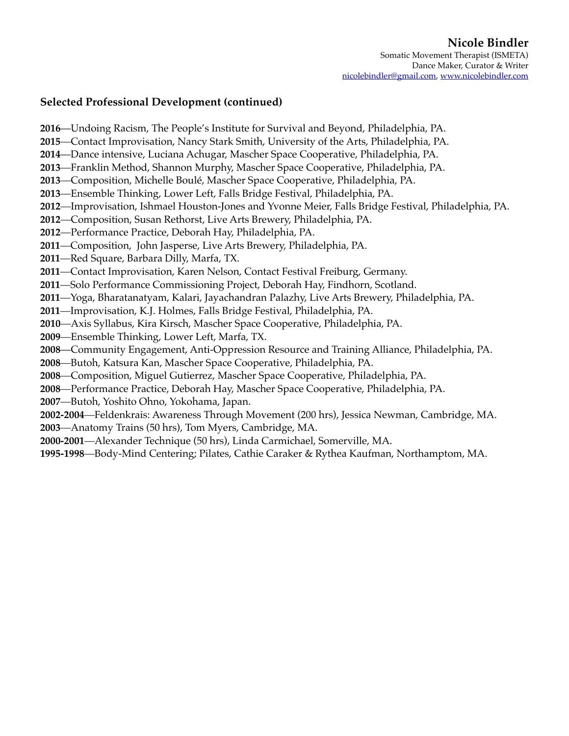## Selected Professional Development (continued)

**2016**—Undoing Racism, The People's Institute for Survival and Beyond, Philadelphia, PA.
**2015**—Contact Improvisation, Nancy Stark Smith, University of the Arts, Philadelphia, PA.
**2014**—Dance intensive, Luciana Achugar, Mascher Space Cooperative, Philadelphia, PA.
**2013**—Franklin Method, Shannon Murphy, Mascher Space Cooperative, Philadelphia, PA.
**2013**—Composition, Michelle Boulé, Mascher Space Cooperative, Philadelphia, PA.
**2013**—Ensemble Thinking, Lower Left, Falls Bridge Festival, Philadelphia, PA.
**2012**—Improvisation, Ishmael Houston-Jones and Yvonne Meier, Falls Bridge Festival, Philadelphia, PA.
**2012**—Composition, Susan Rethorst, Live Arts Brewery, Philadelphia, PA.
**2012**—Performance Practice, Deborah Hay, Philadelphia, PA.
**2011**—Composition, John Jasperse, Live Arts Brewery, Philadelphia, PA.
**2011**—Red Square, Barbara Dilly, Marfa, TX.
**2011**—Contact Improvisation, Karen Nelson, Contact Festival Freiburg, Germany.
**2011**—Solo Performance Commissioning Project, Deborah Hay, Findhorn, Scotland.
**2011**—Yoga, Bharatanatyam, Kalari, Jayachandran Palazhy, Live Arts Brewery, Philadelphia, PA.
**2011**—Improvisation, K.J. Holmes, Falls Bridge Festival, Philadelphia, PA.
**2010**—Axis Syllabus, Kira Kirsch, Mascher Space Cooperative, Philadelphia, PA.
**2009**—Ensemble Thinking, Lower Left, Marfa, TX.
**2008**—Community Engagement, Anti-Oppression Resource and Training Alliance, Philadelphia, PA.
**2008**—Butoh, Katsura Kan, Mascher Space Cooperative, Philadelphia, PA.
**2008**—Composition, Miguel Gutierrez, Mascher Space Cooperative, Philadelphia, PA.
**2008**—Performance Practice, Deborah Hay, Mascher Space Cooperative, Philadelphia, PA.
**2007**—Butoh, Yoshito Ohno, Yokohama, Japan.
**2002-2004**—Feldenkrais: Awareness Through Movement (200 hrs), Jessica Newman, Cambridge, MA.
**2003**—Anatomy Trains (50 hrs), Tom Myers, Cambridge, MA.
**2000-2001**—Alexander Technique (50 hrs), Linda Carmichael, Somerville, MA.
**1995-1998**—Body-Mind Centering; Pilates, Cathie Caraker & Rythea Kaufman, Northamptom, MA.